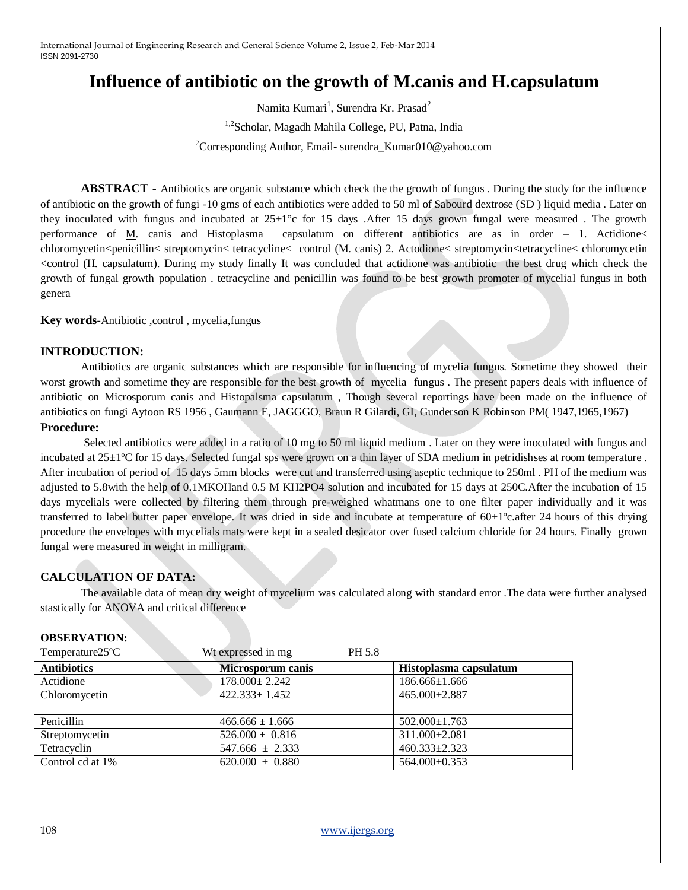# Influence of antibiotic on the growth of M.canis and H.capsulatum

Namita Kumari[1], Surendra Kr. Prasad[2]

[1,2]Scholar, Magadh Mahila College, PU, Patna, India

[2]Corresponding Author, Email- surendra_Kumar010@yahoo.com

**ABSTRACT -** Antibiotics are organic substance which check the the growth of fungus . During the study for the influence of antibiotic on the growth of fungi -10 gms of each antibiotics were added to 50 ml of Sabourd dextrose (SD ) liquid media . Later on they inoculated with fungus and incubated at 25±1°c for 15 days .After 15 days grown fungal were measured . The growth performance of M. canis and Histoplasma capsulatum on different antibiotics are as in order – 1. Actidione< chloromycetin<penicillin< streptomycin< tetracycline< control (M. canis) 2. Actodione< streptomycin<tetracycline< chloromycetin <control (H. capsulatum). During my study finally It was concluded that actidione was antibiotic the best drug which check the growth of fungal growth population . tetracycline and penicillin was found to be best growth promoter of mycelial fungus in both genera

**Key words**-Antibiotic ,control , mycelia,fungus

## INTRODUCTION:

Antibiotics are organic substances which are responsible for influencing of mycelia fungus. Sometime they showed their worst growth and sometime they are responsible for the best growth of mycelia fungus . The present papers deals with influence of antibiotic on Microsporum canis and Histopalsma capsulatum , Though several reportings have been made on the influence of antibiotics on fungi Aytoon RS 1956 , Gaumann E, JAGGGO, Braun R Gilardi, GI, Gunderson K Robinson PM( 1947,1965,1967)

## Procedure:

Selected antibiotics were added in a ratio of 10 mg to 50 ml liquid medium . Later on they were inoculated with fungus and incubated at 25±1ºC for 15 days. Selected fungal sps were grown on a thin layer of SDA medium in petridishses at room temperature . After incubation of period of 15 days 5mm blocks were cut and transferred using aseptic technique to 250ml . PH of the medium was adjusted to 5.8with the help of 0.1MKOHand 0.5 M $KH_2PO_4$ solution and incubated for 15 days at 250C.After the incubation of 15 days mycelials were collected by filtering them through pre-weighed whatmans one to one filter paper individually and it was transferred to label butter paper envelope. It was dried in side and incubate at temperature of 60±1ºc.after 24 hours of this drying procedure the envelopes with mycelials mats were kept in a sealed desicator over fused calcium chloride for 24 hours. Finally grown fungal were measured in weight in milligram.

## CALCULATION OF DATA:

The available data of mean dry weight of mycelium was calculated along with standard error .The data were further analysed stastically for ANOVA and critical difference

## OBSERVATION:

Temperature25ºC Wt expressed in mg PH 5.8

| Antibiotics | Microsporum canis | Histoplasma capsulatum |
|---|---|---|
| Actidione | 178.000± 2.242 | 186.666±1.666 |
| Chloromycetin | 422.333± 1.452 | 465.000±2.887 |
| Penicillin | 466.666 ± 1.666 | 502.000±1.763 |
| Streptomycetin | 526.000 ± 0.816 | 311.000±2.081 |
| Tetracyclin | 547.666 ± 2.333 | 460.333±2.323 |
| Control cd at 1% | 620.000 ± 0.880 | 564.000±0.353 |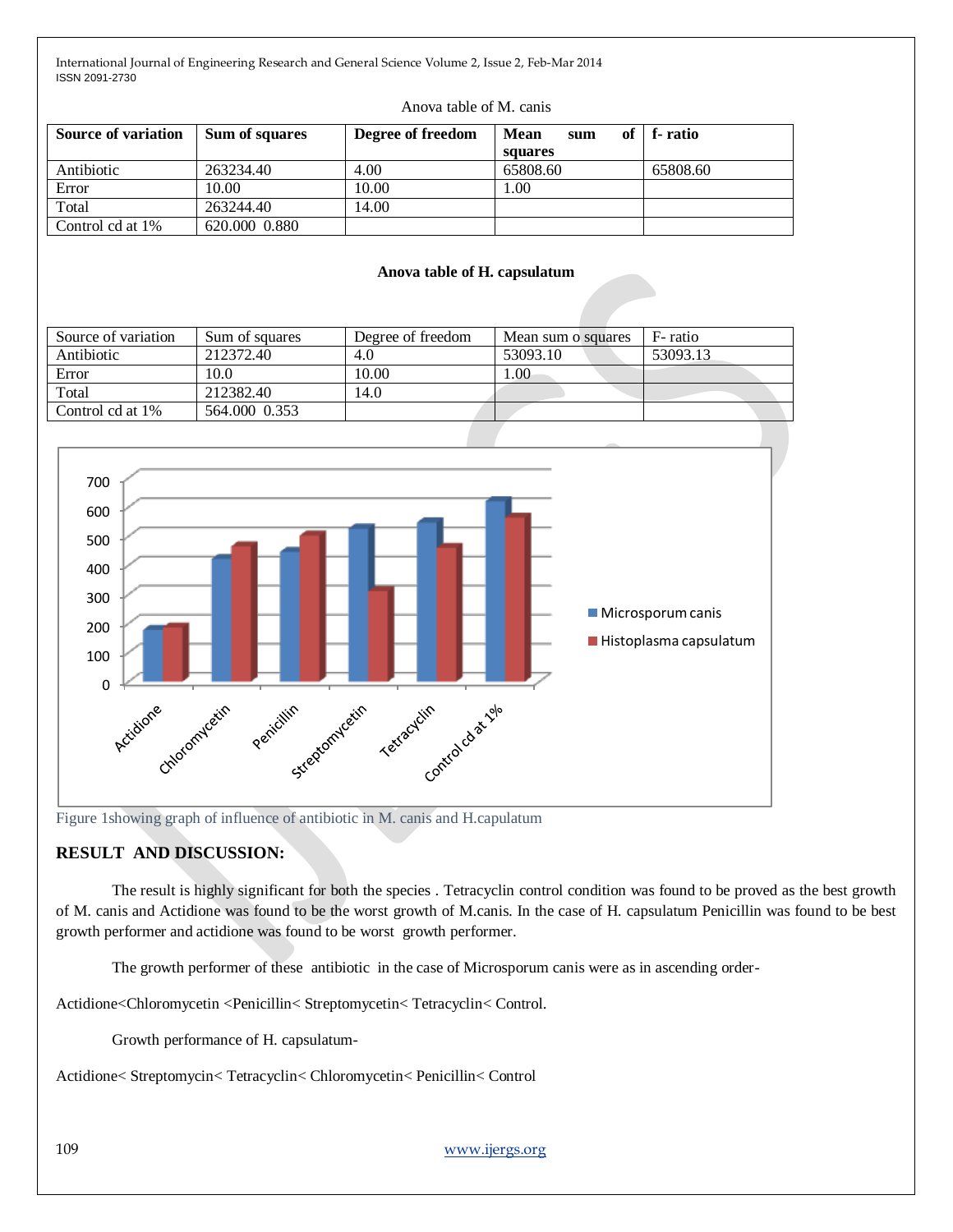Anova table of M. canis

| Source of variation | Sum of squares | Degree of freedom | Mean sum of squares | f- ratio |
|---|---|---|---|---|
| Antibiotic | 263234.40 | 4.00 | 65808.60 | 65808.60 |
| Error | 10.00 | 10.00 | 1.00 | |
| Total | 263244.40 | 14.00 | | |
| Control cd at 1% | 620.000  0.880 | | | |

**Anova table of H. capsulatum**

| Source of variation | Sum of squares | Degree of freedom | Mean sum o squares | F- ratio |
|---|---|---|---|---|
| Antibiotic | 212372.40 | 4.0 | 53093.10 | 53093.13 |
| Error | 10.0 | 10.00 | 1.00 | |
| Total | 212382.40 | 14.0 | | |
| Control cd at 1% | 564.000  0.353 | | | |

Figure 1showing graph of influence of antibiotic in M. canis and H.capulatum

## RESULT AND DISCUSSION:

The result is highly significant for both the species . Tetracyclin control condition was found to be proved as the best growth of M. canis and Actidione was found to be the worst growth of M.canis. In the case of H. capsulatum Penicillin was found to be best growth performer and actidione was found to be worst growth performer.

The growth performer of these antibiotic in the case of Microsporum canis were as in ascending order-

Actidione<Chloromycetin <Penicillin< Streptomycetin< Tetracyclin< Control.

Growth performance of H. capsulatum-

Actidione< Streptomycin< Tetracyclin< Chloromycetin< Penicillin< Control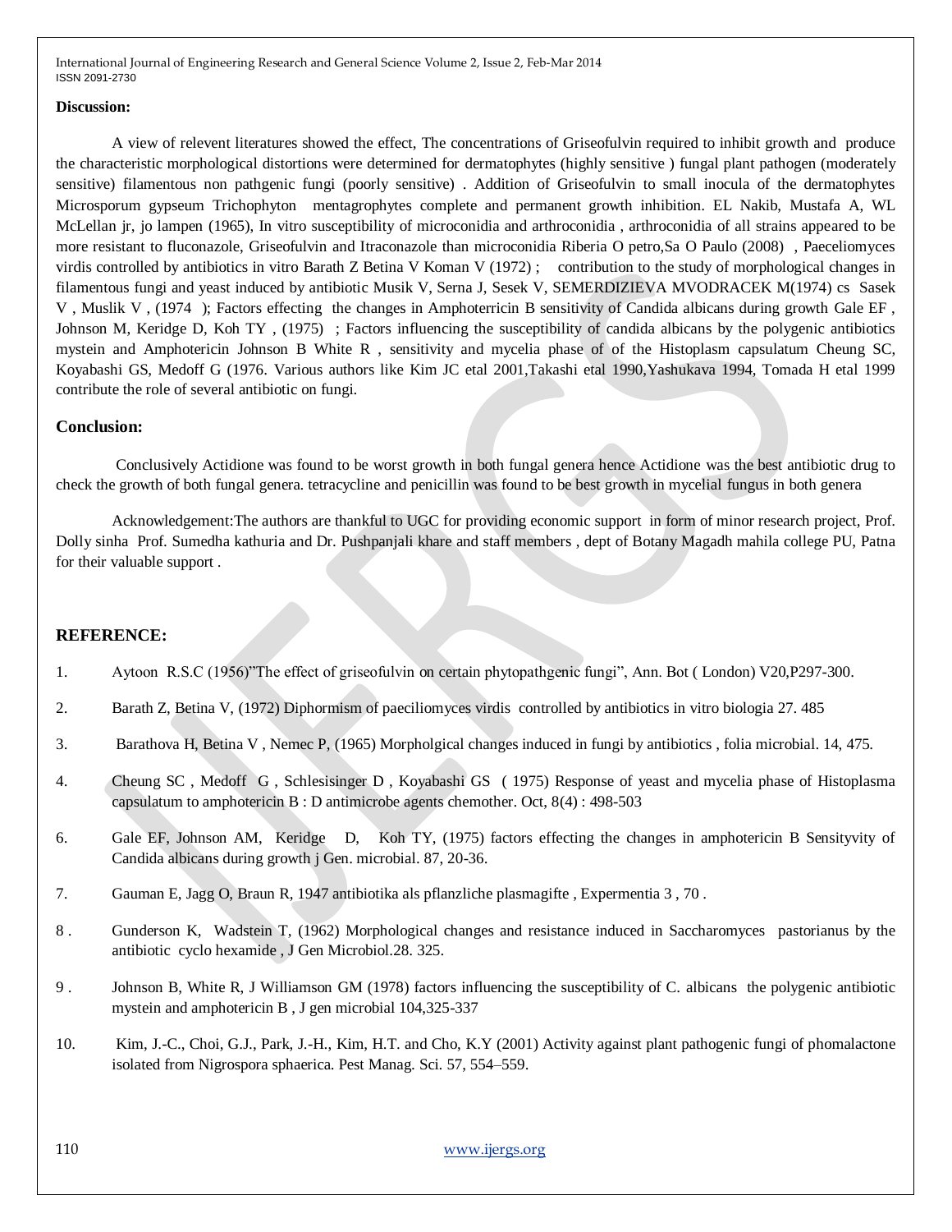**Discussion:**

A view of relevent literatures showed the effect, The concentrations of Griseofulvin required to inhibit growth and produce the characteristic morphological distortions were determined for dermatophytes (highly sensitive ) fungal plant pathogen (moderately sensitive) filamentous non pathgenic fungi (poorly sensitive) . Addition of Griseofulvin to small inocula of the dermatophytes Microsporum gypseum Trichophyton mentagrophytes complete and permanent growth inhibition. EL Nakib, Mustafa A, WL McLellan jr, jo lampen (1965), In vitro susceptibility of microconidia and arthroconidia , arthroconidia of all strains appeared to be more resistant to fluconazole, Griseofulvin and Itraconazole than microconidia Riberia O petro,Sa O Paulo (2008) , Paeceliomyces virdis controlled by antibiotics in vitro Barath Z Betina V Koman V (1972) ; contribution to the study of morphological changes in filamentous fungi and yeast induced by antibiotic Musik V, Serna J, Sesek V, SEMERDIZIEVA MVODRACEK M(1974) cs Sasek V , Muslik V , (1974 ); Factors effecting the changes in Amphoterricin B sensitivity of Candida albicans during growth Gale EF , Johnson M, Keridge D, Koh TY , (1975) ; Factors influencing the susceptibility of candida albicans by the polygenic antibiotics mystein and Amphotericin Johnson B White R , sensitivity and mycelia phase of of the Histoplasm capsulatum Cheung SC, Koyabashi GS, Medoff G (1976. Various authors like Kim JC etal 2001,Takashi etal 1990,Yashukava 1994, Tomada H etal 1999 contribute the role of several antibiotic on fungi.

**Conclusion:**

Conclusively Actidione was found to be worst growth in both fungal genera hence Actidione was the best antibiotic drug to check the growth of both fungal genera. tetracycline and penicillin was found to be best growth in mycelial fungus in both genera

Acknowledgement:The authors are thankful to UGC for providing economic support in form of minor research project, Prof. Dolly sinha Prof. Sumedha kathuria and Dr. Pushpanjali khare and staff members , dept of Botany Magadh mahila college PU, Patna for their valuable support .

**REFERENCE:**

1. Aytoon R.S.C (1956)"The effect of griseofulvin on certain phytopathgenic fungi", Ann. Bot ( London) V20,P297-300.
2. Barath Z, Betina V, (1972) Diphormism of paeciliomyces virdis controlled by antibiotics in vitro biologia 27. 485
3. Barathova H, Betina V , Nemec P, (1965) Morpholgical changes induced in fungi by antibiotics , folia microbial. 14, 475.
4. Cheung SC , Medoff G , Schlesisinger D , Koyabashi GS ( 1975) Response of yeast and mycelia phase of Histoplasma capsulatum to amphotericin B : D antimicrobe agents chemother. Oct, 8(4) : 498-503
6. Gale EF, Johnson AM, Keridge D, Koh TY, (1975) factors effecting the changes in amphotericin B Sensityvity of Candida albicans during growth j Gen. microbial. 87, 20-36.
7. Gauman E, Jagg O, Braun R, 1947 antibiotika als pflanzliche plasmagifte , Expermentia 3 , 70 .
8. Gunderson K, Wadstein T, (1962) Morphological changes and resistance induced in Saccharomyces pastorianus by the antibiotic cyclo hexamide , J Gen Microbiol.28. 325.
9. Johnson B, White R, J Williamson GM (1978) factors influencing the susceptibility of C. albicans the polygenic antibiotic mystein and amphotericin B , J gen microbial 104,325-337
10. Kim, J.-C., Choi, G.J., Park, J.-H., Kim, H.T. and Cho, K.Y (2001) Activity against plant pathogenic fungi of phomalactone isolated from Nigrospora sphaerica. Pest Manag. Sci. 57, 554–559.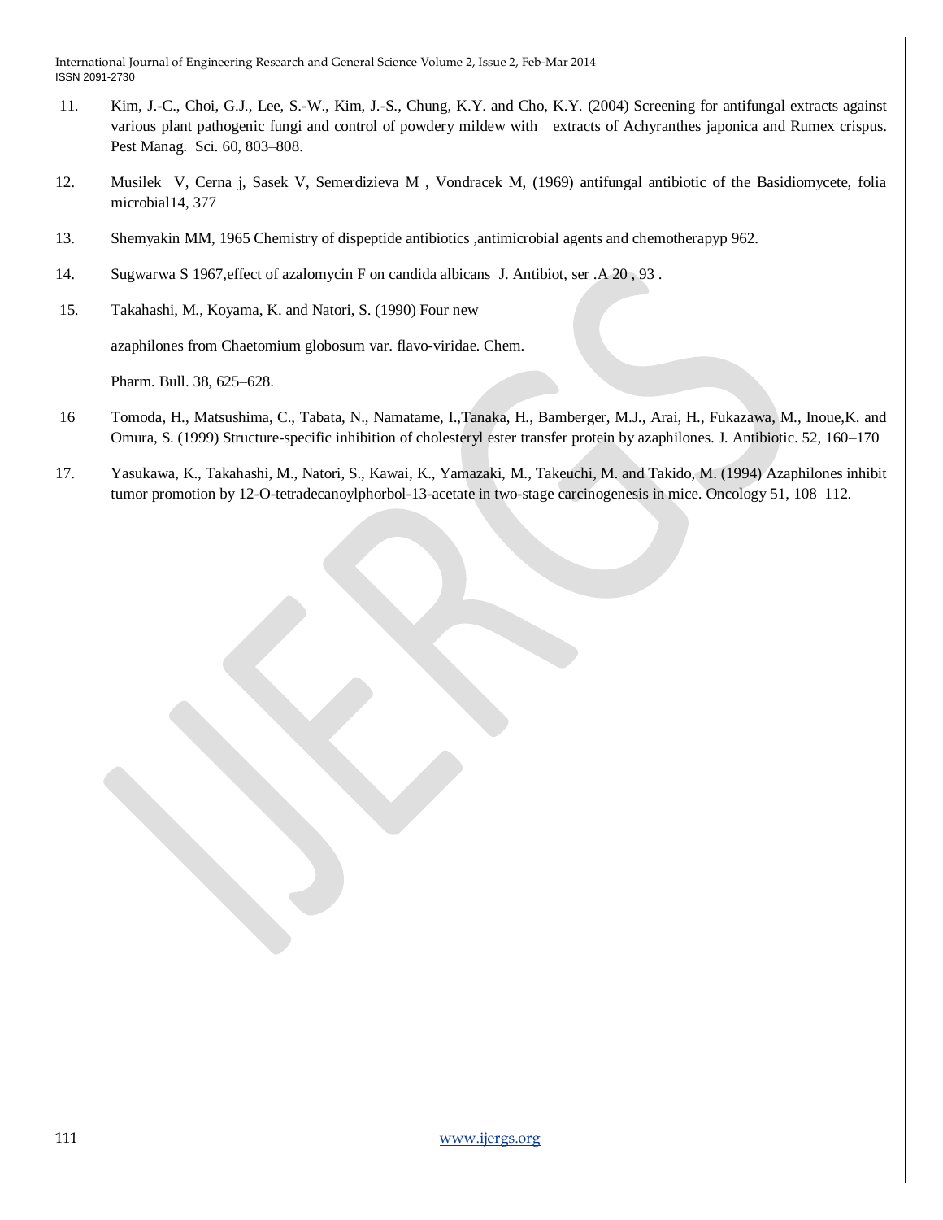11. Kim, J.-C., Choi, G.J., Lee, S.-W., Kim, J.-S., Chung, K.Y. and Cho, K.Y. (2004) Screening for antifungal extracts against various plant pathogenic fungi and control of powdery mildew with extracts of Achyranthes japonica and Rumex crispus. Pest Manag. Sci. 60, 803–808.

12. Musilek V, Cerna j, Sasek V, Semerdizieva M , Vondracek M, (1969) antifungal antibiotic of the Basidiomycete, folia microbial14, 377

13. Shemyakin MM, 1965 Chemistry of dispeptide antibiotics ,antimicrobial agents and chemotherapyp 962.

14. Sugwarwa S 1967,effect of azalomycin F on candida albicans J. Antibiot, ser .A 20 , 93 .

15. Takahashi, M., Koyama, K. and Natori, S. (1990) Four new azaphilones from Chaetomium globosum var. flavo-viridae. Chem. Pharm. Bull. 38, 625–628.

16. Tomoda, H., Matsushima, C., Tabata, N., Namatame, I.,Tanaka, H., Bamberger, M.J., Arai, H., Fukazawa, M., Inoue,K. and Omura, S. (1999) Structure-specific inhibition of cholesteryl ester transfer protein by azaphilones. J. Antibiotic. 52, 160–170

17. Yasukawa, K., Takahashi, M., Natori, S., Kawai, K., Yamazaki, M., Takeuchi, M. and Takido, M. (1994) Azaphilones inhibit tumor promotion by 12-O-tetradecanoylphorbol-13-acetate in two-stage carcinogenesis in mice. Oncology 51, 108–112.